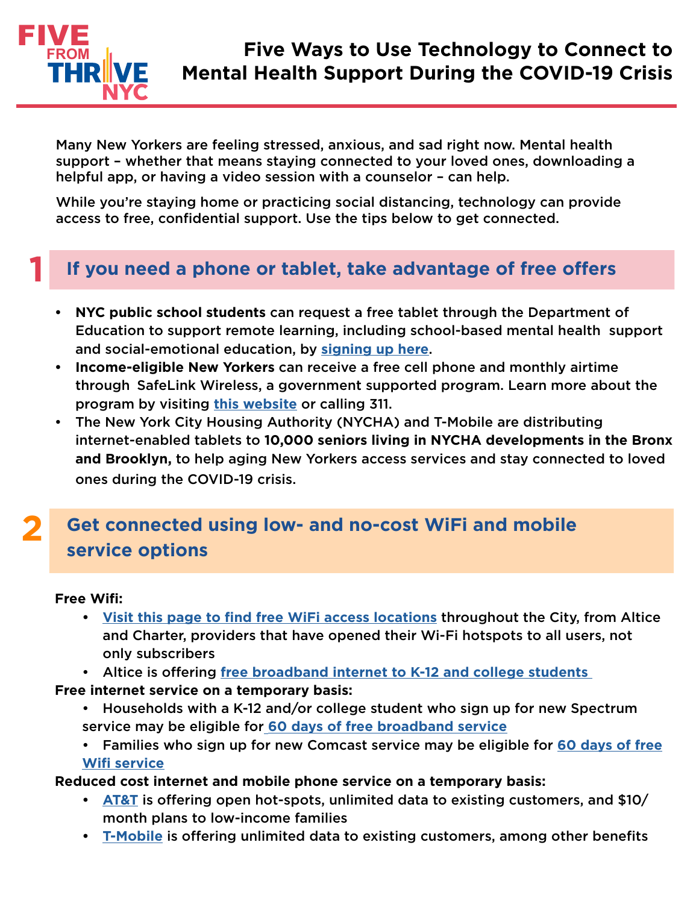FIVE FROM THRIVE NYC

# Five Ways to Use Technology to Connect to Mental Health Support During the COVID-19 Crisis

Many New Yorkers are feeling stressed, anxious, and sad right now. Mental health support – whether that means staying connected to your loved ones, downloading a helpful app, or having a video session with a counselor – can help.

While you're staying home or practicing social distancing, technology can provide access to free, confidential support. Use the tips below to get connected.

## 1 If you need a phone or tablet, take advantage of free offers

- **NYC public school students** can request a free tablet through the Department of Education to support remote learning, including school-based mental health support and social-emotional education, by signing up here.
- **Income-eligible New Yorkers** can receive a free cell phone and monthly airtime through SafeLink Wireless, a government supported program. Learn more about the program by visiting this website or calling 311.
- The New York City Housing Authority (NYCHA) and T-Mobile are distributing internet-enabled tablets to **10,000 seniors living in NYCHA developments in the Bronx and Brooklyn,** to help aging New Yorkers access services and stay connected to loved ones during the COVID-19 crisis.

## 2 Get connected using low- and no-cost WiFi and mobile service options

**Free Wifi:**

- Visit this page to find free WiFi access locations throughout the City, from Altice and Charter, providers that have opened their Wi-Fi hotspots to all users, not only subscribers
- Altice is offering free broadband internet to K-12 and college students

**Free internet service on a temporary basis:**

- Households with a K-12 and/or college student who sign up for new Spectrum service may be eligible for 60 days of free broadband service
- Families who sign up for new Comcast service may be eligible for 60 days of free Wifi service

**Reduced cost internet and mobile phone service on a temporary basis:**

- AT&T is offering open hot-spots, unlimited data to existing customers, and $10/month plans to low-income families
- T-Mobile is offering unlimited data to existing customers, among other benefits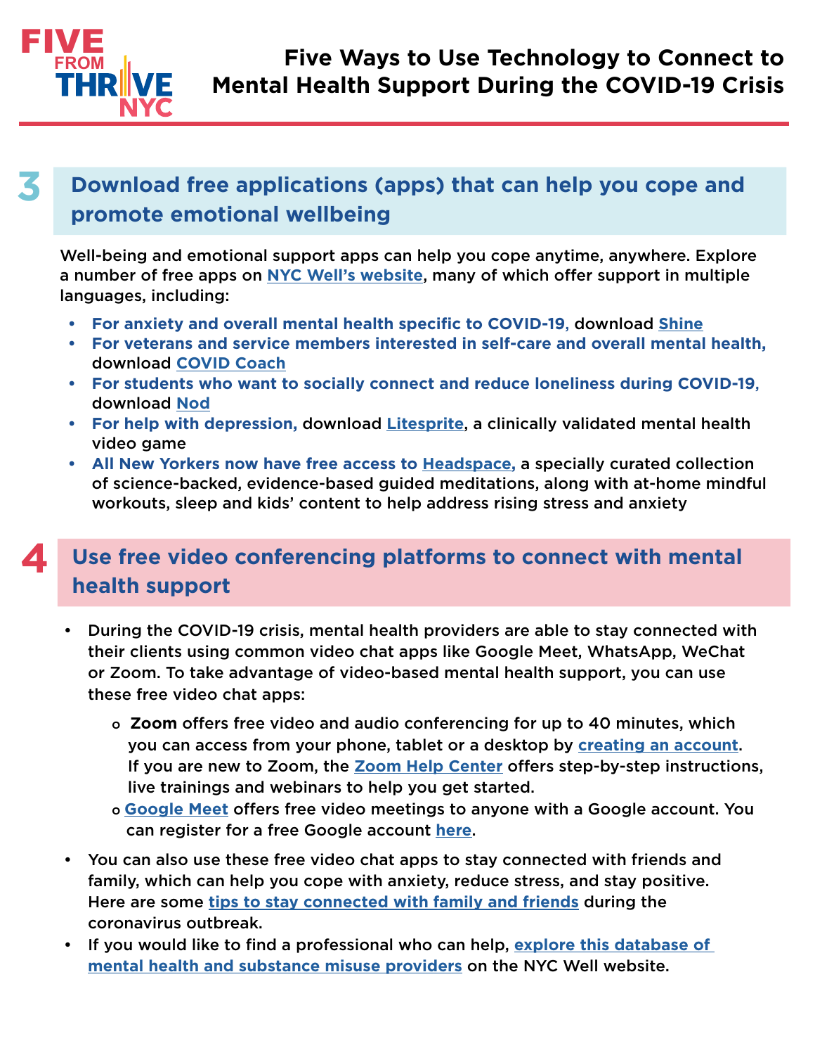## 3 Download free applications (apps) that can help you cope and promote emotional wellbeing

Well-being and emotional support apps can help you cope anytime, anywhere. Explore a number of free apps on NYC Well's website, many of which offer support in multiple languages, including:

- **For anxiety and overall mental health specific to COVID-19,** download Shine
- **For veterans and service members interested in self-care and overall mental health,** download COVID Coach
- **For students who want to socially connect and reduce loneliness during COVID-19,** download Nod
- **For help with depression,** download Litesprite, a clinically validated mental health video game
- **All New Yorkers now have free access to Headspace,** a specially curated collection of science-backed, evidence-based guided meditations, along with at-home mindful workouts, sleep and kids' content to help address rising stress and anxiety

## 4 Use free video conferencing platforms to connect with mental health support

- During the COVID-19 crisis, mental health providers are able to stay connected with their clients using common video chat apps like Google Meet, WhatsApp, WeChat or Zoom. To take advantage of video-based mental health support, you can use these free video chat apps:
  - **Zoom** offers free video and audio conferencing for up to 40 minutes, which you can access from your phone, tablet or a desktop by creating an account. If you are new to Zoom, the Zoom Help Center offers step-by-step instructions, live trainings and webinars to help you get started.
  - Google Meet offers free video meetings to anyone with a Google account. You can register for a free Google account here.
- You can also use these free video chat apps to stay connected with friends and family, which can help you cope with anxiety, reduce stress, and stay positive. Here are some tips to stay connected with family and friends during the coronavirus outbreak.
- If you would like to find a professional who can help, explore this database of mental health and substance misuse providers on the NYC Well website.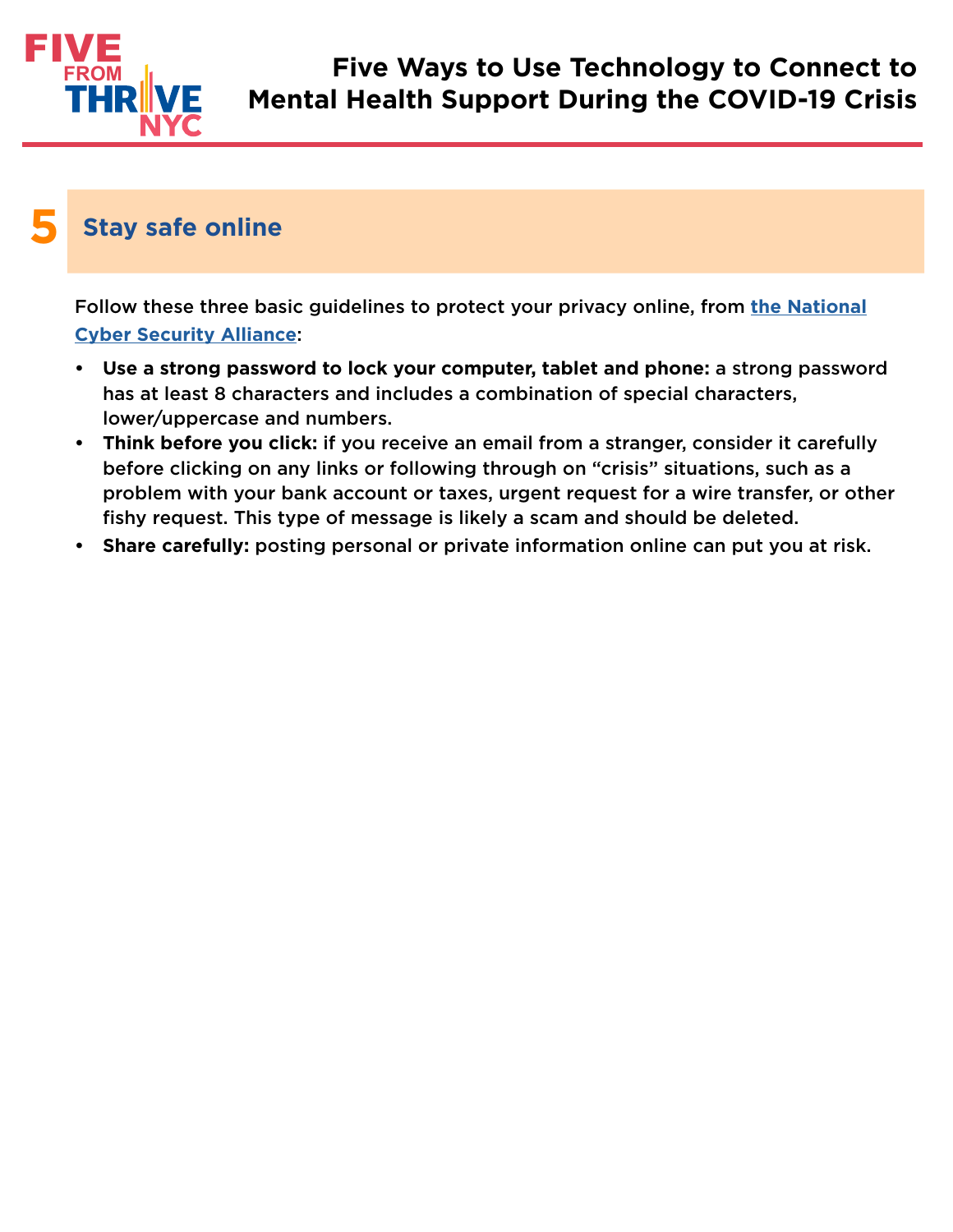## 5 Stay safe online

Follow these three basic guidelines to protect your privacy online, from the National Cyber Security Alliance:

- **Use a strong password to lock your computer, tablet and phone:** a strong password has at least 8 characters and includes a combination of special characters, lower/uppercase and numbers.
- **Think before you click:** if you receive an email from a stranger, consider it carefully before clicking on any links or following through on "crisis" situations, such as a problem with your bank account or taxes, urgent request for a wire transfer, or other fishy request. This type of message is likely a scam and should be deleted.
- **Share carefully:** posting personal or private information online can put you at risk.